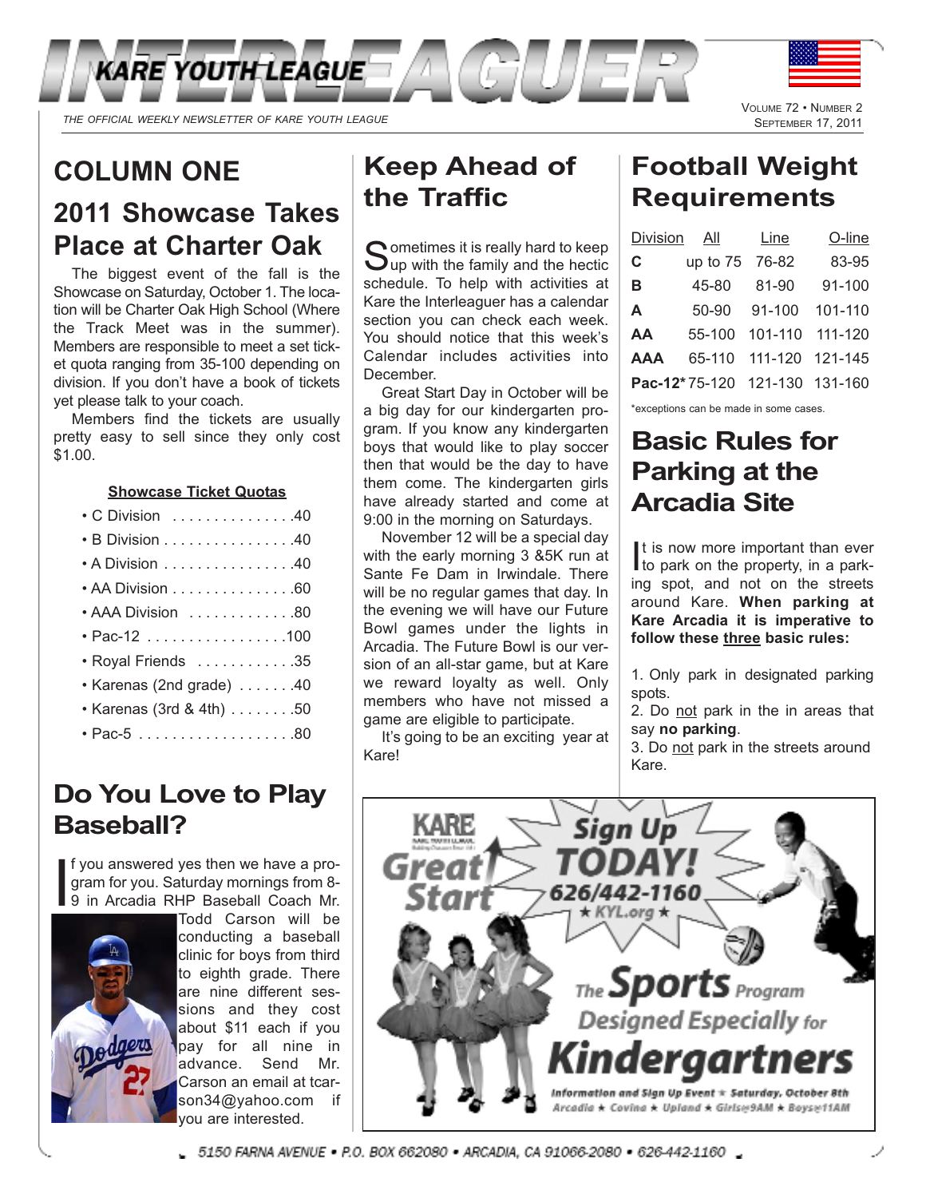# INTERLEAGUER

KARE YOUTH LEAGUE

*THE OFFICIAL WEEKLY NEWSLETTER OF KARE YOUTH LEAGUE*

VOLUME 72 • NUMBER 2
SEPTEMBER 17, 2011

## COLUMN ONE

## 2011 Showcase Takes Place at Charter Oak

The biggest event of the fall is the Showcase on Saturday, October 1. The location will be Charter Oak High School (Where the Track Meet was in the summer). Members are responsible to meet a set ticket quota ranging from 35-100 depending on division. If you don't have a book of tickets yet please talk to your coach.

Members find the tickets are usually pretty easy to sell since they only cost $1.00.

**Showcase Ticket Quotas**

- C Division . . . . . . . . . . . . . . .40
- B Division . . . . . . . . . . . . . . . .40
- A Division . . . . . . . . . . . . . . . .40
- AA Division . . . . . . . . . . . . . .60
- AAA Division . . . . . . . . . . . . .80
- Pac-12 . . . . . . . . . . . . . . . . .100
- Royal Friends . . . . . . . . . . . .35
- Karenas (2nd grade) . . . . . . .40
- Karenas (3rd & 4th) . . . . . . . .50
- Pac-5 . . . . . . . . . . . . . . . . . . .80

## Do You Love to Play Baseball?

If you answered yes then we have a program for you. Saturday mornings from 8-9 in Arcadia RHP Baseball Coach Mr. Todd Carson will be conducting a baseball clinic for boys from third to eighth grade. There are nine different sessions and they cost about $11 each if you pay for all nine in advance. Send Mr. Carson an email at tcarson34@yahoo.com if you are interested.

## Keep Ahead of the Traffic

Sometimes it is really hard to keep up with the family and the hectic schedule. To help with activities at Kare the Interleaguer has a calendar section you can check each week. You should notice that this week's Calendar includes activities into December.

Great Start Day in October will be a big day for our kindergarten program. If you know any kindergarten boys that would like to play soccer then that would be the day to have them come. The kindergarten girls have already started and come at 9:00 in the morning on Saturdays.

November 12 will be a special day with the early morning 3 &5K run at Sante Fe Dam in Irwindale. There will be no regular games that day. In the evening we will have our Future Bowl games under the lights in Arcadia. The Future Bowl is our version of an all-star game, but at Kare we reward loyalty as well. Only members who have not missed a game are eligible to participate.

It's going to be an exciting year at Kare!

## Football Weight Requirements

| Division | All | Line | O-line |
|---|---|---|---|
| **C** | up to 75 | 76-82 | 83-95 |
| **B** | 45-80 | 81-90 | 91-100 |
| **A** | 50-90 | 91-100 | 101-110 |
| **AA** | 55-100 | 101-110 | 111-120 |
| **AAA** | 65-110 | 111-120 | 121-145 |
| **Pac-12*** | 75-120 | 121-130 | 131-160 |

*exceptions can be made in some cases.

## Basic Rules for Parking at the Arcadia Site

It is now more important than ever to park on the property, in a parking spot, and not on the streets around Kare. **When parking at Kare Arcadia it is imperative to follow these three basic rules:**

1. Only park in designated parking spots.
2. Do not park in the in areas that say **no parking**.
3. Do not park in the streets around Kare.

KARE Great Start

Sign Up TODAY! 626/442-1160 ★ KYL.org ★

The Sports Program Designed Especially for Kindergartners

Information and Sign Up Event ★ Saturday, October 8th
Arcadia ★ Covina ★ Upland ★ Girls@9AM ★ Boys@11AM

5150 FARNA AVENUE • P.O. BOX 662080 • ARCADIA, CA 91066-2080 • 626-442-1160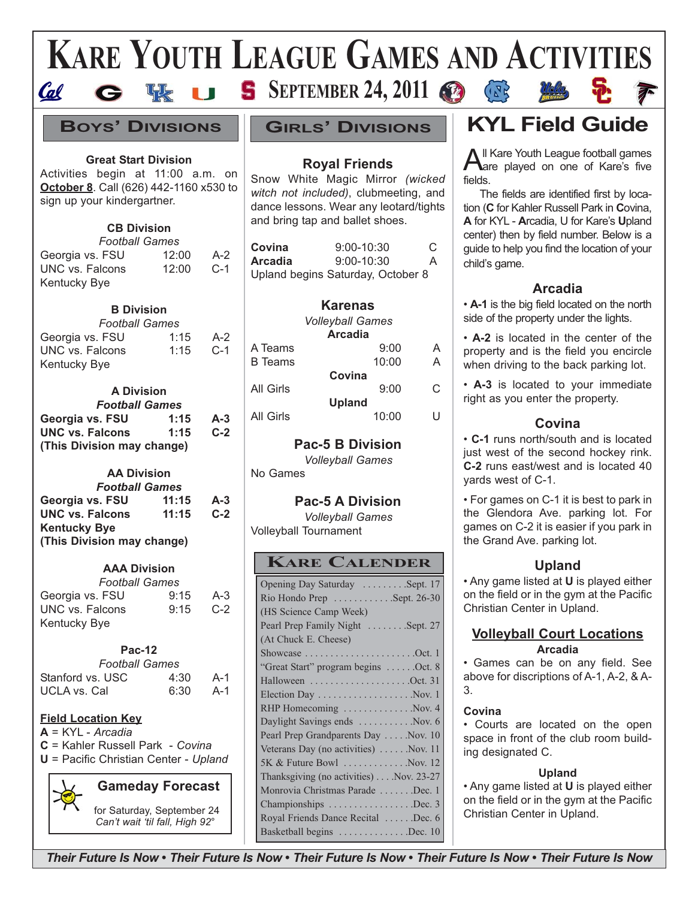# KARE YOUTH LEAGUE GAMES AND ACTIVITIES

## SEPTEMBER 24, 2011

## BOYS' DIVISIONS

**Great Start Division**

Activities begin at 11:00 a.m. on **October 8**. Call (626) 442-1160 x530 to sign up your kindergartner.

**CB Division**

*Football Games*

| | | |
|---|---|---|
| Georgia vs. FSU | 12:00 | A-2 |
| UNC vs. Falcons | 12:00 | C-1 |
| Kentucky Bye | | |

**B Division**

*Football Games*

| | | |
|---|---|---|
| Georgia vs. FSU | 1:15 | A-2 |
| UNC vs. Falcons | 1:15 | C-1 |
| Kentucky Bye | | |

**A Division**

***Football Games***

| | | |
|---|---|---|
| **Georgia vs. FSU** | **1:15** | **A-3** |
| **UNC vs. Falcons** | **1:15** | **C-2** |

**(This Division may change)**

**AA Division**

***Football Games***

| | | |
|---|---|---|
| **Georgia vs. FSU** | **11:15** | **A-3** |
| **UNC vs. Falcons** | **11:15** | **C-2** |
| **Kentucky Bye** | | |

**(This Division may change)**

**AAA Division**

*Football Games*

| | | |
|---|---|---|
| Georgia vs. FSU | 9:15 | A-3 |
| UNC vs. Falcons | 9:15 | C-2 |
| Kentucky Bye | | |

**Pac-12**

*Football Games*

| | | |
|---|---|---|
| Stanford vs. USC | 4:30 | A-1 |
| UCLA vs. Cal | 6:30 | A-1 |

**Field Location Key**

**A** = KYL - *Arcadia*
**C** = Kahler Russell Park - *Covina*
**U** = Pacific Christian Center - *Upland*

**Gameday Forecast**

for Saturday, September 24
*Can't wait 'til fall, High 92°*

## GIRLS' DIVISIONS

**Royal Friends**

Snow White Magic Mirror *(wicked witch not included)*, clubmeeting, and dance lessons. Wear any leotard/tights and bring tap and ballet shoes.

| | | |
|---|---|---|
| **Covina** | 9:00-10:30 | C |
| **Arcadia** | 9:00-10:30 | A |

Upland begins Saturday, October 8

**Karenas**

*Volleyball Games*

**Arcadia**

| | | |
|---|---|---|
| A Teams | 9:00 | A |
| B Teams | 10:00 | A |

**Covina**

| | | |
|---|---|---|
| All Girls | 9:00 | C |

**Upland**

| | | |
|---|---|---|
| All Girls | 10:00 | U |

**Pac-5 B Division**

*Volleyball Games*

No Games

**Pac-5 A Division**

*Volleyball Games*

Volleyball Tournament

## KARE CALENDER

| | |
|---|---|
| Opening Day Saturday | Sept. 17 |
| Rio Hondo Prep (HS Science Camp Week) | Sept. 26-30 |
| Pearl Prep Family Night (At Chuck E. Cheese) | Sept. 27 |
| Showcase | Oct. 1 |
| "Great Start" program begins | Oct. 8 |
| Halloween | Oct. 31 |
| Election Day | Nov. 1 |
| RHP Homecoming | Nov. 4 |
| Daylight Savings ends | Nov. 6 |
| Pearl Prep Grandparents Day | Nov. 10 |
| Veterans Day (no activities) | Nov. 11 |
| 5K & Future Bowl | Nov. 12 |
| Thanksgiving (no activities) | Nov. 23-27 |
| Monrovia Christmas Parade | Dec. 1 |
| Championships | Dec. 3 |
| Royal Friends Dance Recital | Dec. 6 |
| Basketball begins | Dec. 10 |

## KYL Field Guide

All Kare Youth League football games are played on one of Kare's five fields.

The fields are identified first by location (**C** for Kahler Russell Park in **C**ovina, **A** for KYL - **A**rcadia, U for Kare's **U**pland center) then by field number. Below is a guide to help you find the location of your child's game.

**Arcadia**

- **A-1** is the big field located on the north side of the property under the lights.
- **A-2** is located in the center of the property and is the field you encircle when driving to the back parking lot.
- **A-3** is located to your immediate right as you enter the property.

**Covina**

- **C-1** runs north/south and is located just west of the second hockey rink. **C-2** runs east/west and is located 40 yards west of C-1.
- For games on C-1 it is best to park in the Glendora Ave. parking lot. For games on C-2 it is easier if you park in the Grand Ave. parking lot.

**Upland**

- Any game listed at **U** is played either on the field or in the gym at the Pacific Christian Center in Upland.

**Volleyball Court Locations**

**Arcadia**

- Games can be on any field. See above for discriptions of A-1, A-2, & A-3.

**Covina**

- Courts are located on the open space in front of the club room building designated C.

**Upland**

- Any game listed at **U** is played either on the field or in the gym at the Pacific Christian Center in Upland.

***Their Future Is Now • Their Future Is Now • Their Future Is Now • Their Future Is Now • Their Future Is Now***